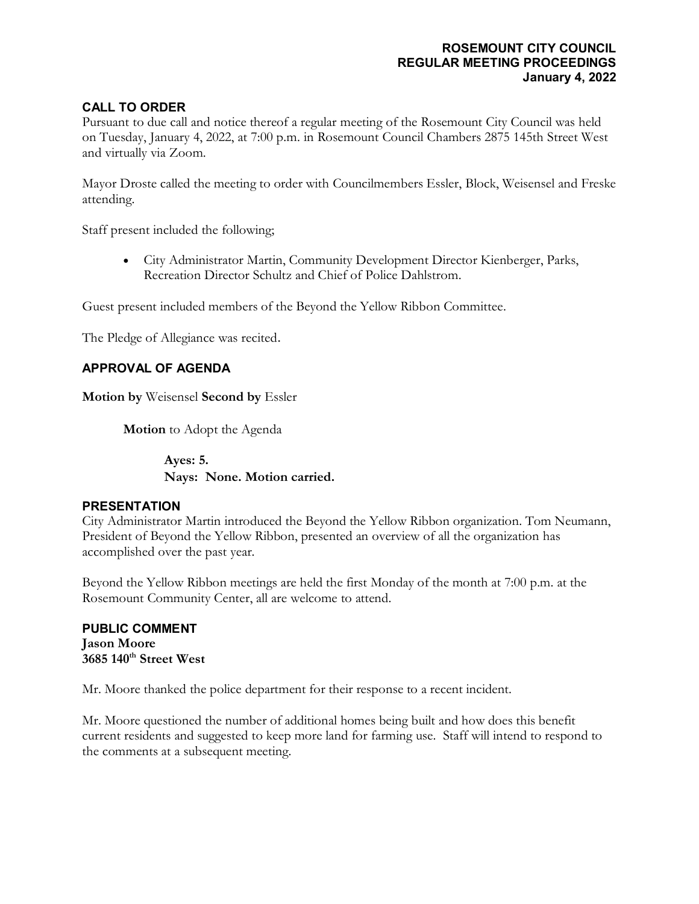**ROSEMOUNT CITY COUNCIL**
**REGULAR MEETING PROCEEDINGS**
**January 4, 2022**

## CALL TO ORDER

Pursuant to due call and notice thereof a regular meeting of the Rosemount City Council was held on Tuesday, January 4, 2022, at 7:00 p.m. in Rosemount Council Chambers 2875 145th Street West and virtually via Zoom.

Mayor Droste called the meeting to order with Councilmembers Essler, Block, Weisensel and Freske attending.

Staff present included the following;

- City Administrator Martin, Community Development Director Kienberger, Parks, Recreation Director Schultz and Chief of Police Dahlstrom.

Guest present included members of the Beyond the Yellow Ribbon Committee.

The Pledge of Allegiance was recited.

## APPROVAL OF AGENDA

**Motion by** Weisensel **Second by** Essler

**Motion** to Adopt the Agenda

**Ayes: 5.**
**Nays: None. Motion carried.**

## PRESENTATION

City Administrator Martin introduced the Beyond the Yellow Ribbon organization. Tom Neumann, President of Beyond the Yellow Ribbon, presented an overview of all the organization has accomplished over the past year.

Beyond the Yellow Ribbon meetings are held the first Monday of the month at 7:00 p.m. at the Rosemount Community Center, all are welcome to attend.

## PUBLIC COMMENT

**Jason Moore**
**3685 140th Street West**

Mr. Moore thanked the police department for their response to a recent incident.

Mr. Moore questioned the number of additional homes being built and how does this benefit current residents and suggested to keep more land for farming use. Staff will intend to respond to the comments at a subsequent meeting.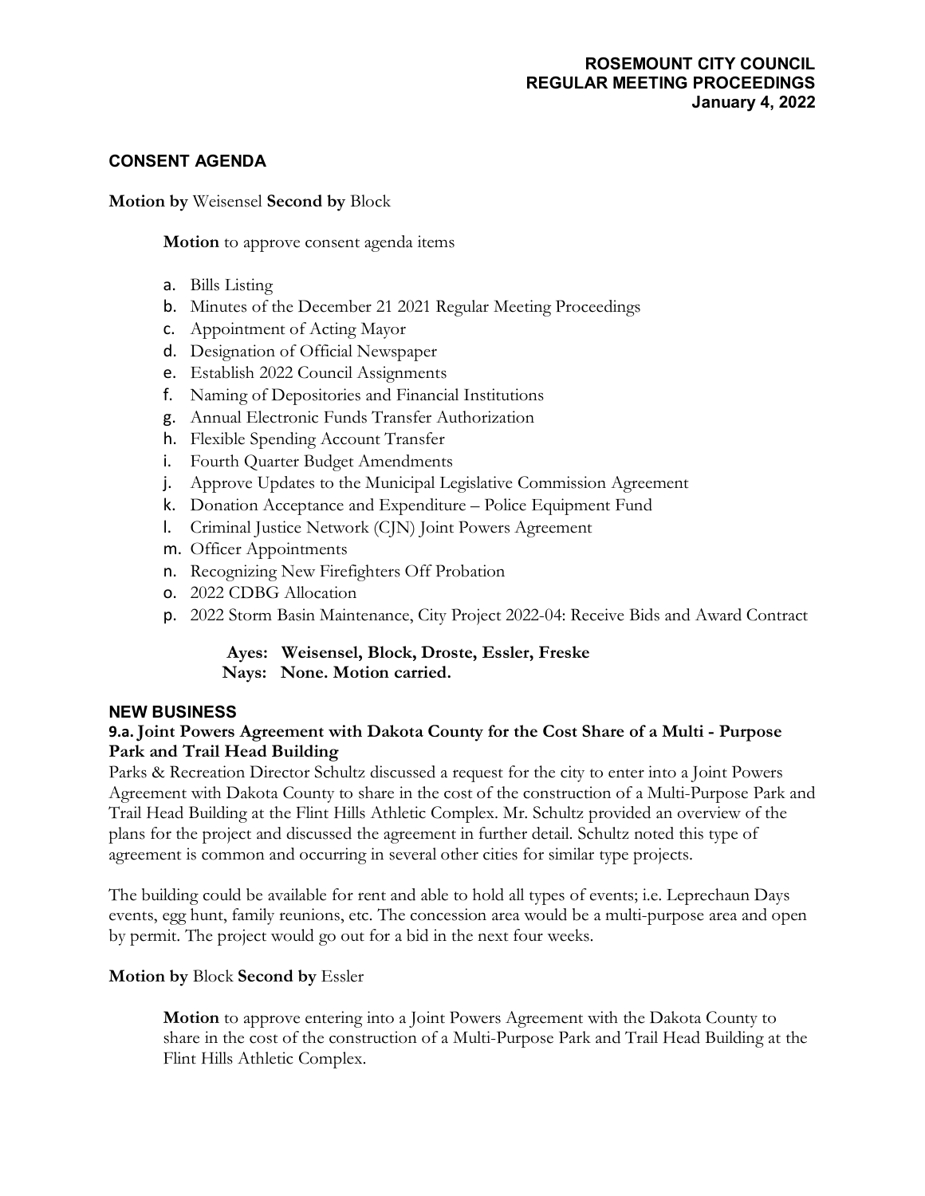## CONSENT AGENDA

**Motion by** Weisensel **Second by** Block

**Motion** to approve consent agenda items

a. Bills Listing
b. Minutes of the December 21 2021 Regular Meeting Proceedings
c. Appointment of Acting Mayor
d. Designation of Official Newspaper
e. Establish 2022 Council Assignments
f. Naming of Depositories and Financial Institutions
g. Annual Electronic Funds Transfer Authorization
h. Flexible Spending Account Transfer
i. Fourth Quarter Budget Amendments
j. Approve Updates to the Municipal Legislative Commission Agreement
k. Donation Acceptance and Expenditure – Police Equipment Fund
l. Criminal Justice Network (CJN) Joint Powers Agreement
m. Officer Appointments
n. Recognizing New Firefighters Off Probation
o. 2022 CDBG Allocation
p. 2022 Storm Basin Maintenance, City Project 2022-04: Receive Bids and Award Contract

**Ayes: Weisensel, Block, Droste, Essler, Freske**
**Nays: None. Motion carried.**

## NEW BUSINESS

### 9.a. Joint Powers Agreement with Dakota County for the Cost Share of a Multi - Purpose Park and Trail Head Building

Parks & Recreation Director Schultz discussed a request for the city to enter into a Joint Powers Agreement with Dakota County to share in the cost of the construction of a Multi-Purpose Park and Trail Head Building at the Flint Hills Athletic Complex. Mr. Schultz provided an overview of the plans for the project and discussed the agreement in further detail. Schultz noted this type of agreement is common and occurring in several other cities for similar type projects.

The building could be available for rent and able to hold all types of events; i.e. Leprechaun Days events, egg hunt, family reunions, etc. The concession area would be a multi-purpose area and open by permit. The project would go out for a bid in the next four weeks.

**Motion by** Block **Second by** Essler

**Motion** to approve entering into a Joint Powers Agreement with the Dakota County to share in the cost of the construction of a Multi-Purpose Park and Trail Head Building at the Flint Hills Athletic Complex.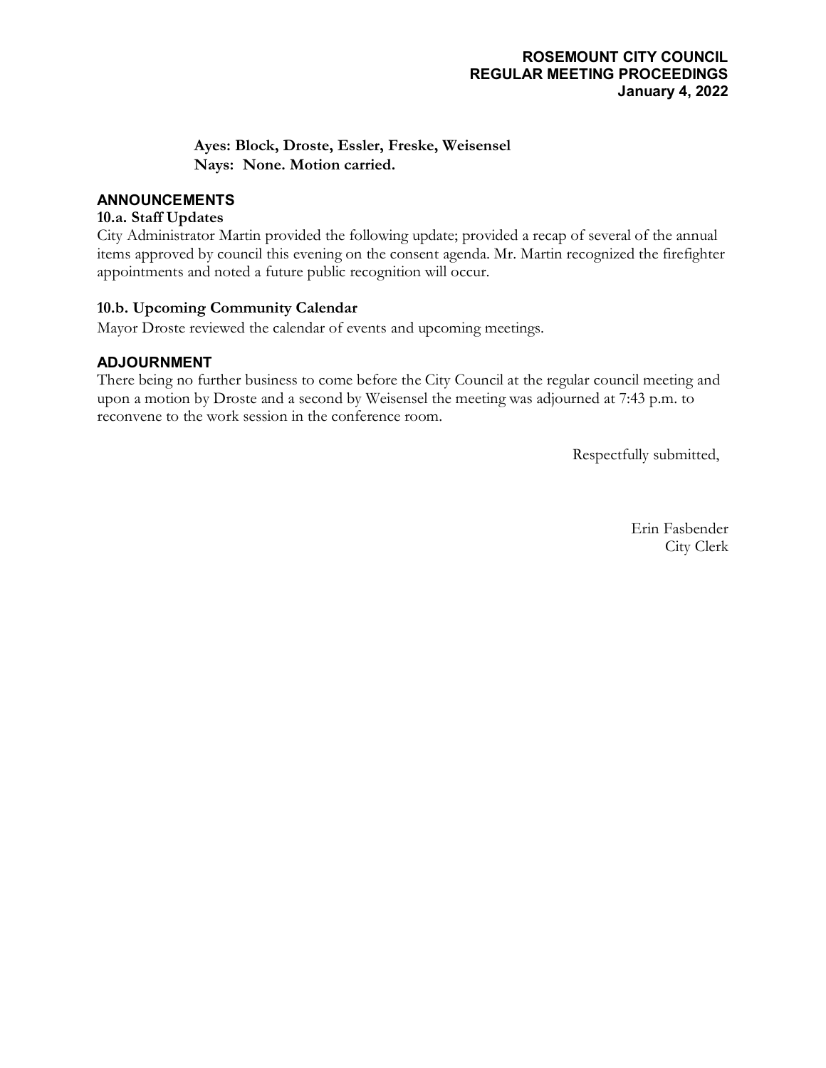**Ayes: Block, Droste, Essler, Freske, Weisensel**
**Nays: None. Motion carried.**

## ANNOUNCEMENTS

### 10.a. Staff Updates

City Administrator Martin provided the following update; provided a recap of several of the annual items approved by council this evening on the consent agenda. Mr. Martin recognized the firefighter appointments and noted a future public recognition will occur.

### 10.b. Upcoming Community Calendar

Mayor Droste reviewed the calendar of events and upcoming meetings.

## ADJOURNMENT

There being no further business to come before the City Council at the regular council meeting and upon a motion by Droste and a second by Weisensel the meeting was adjourned at 7:43 p.m. to reconvene to the work session in the conference room.

Respectfully submitted,

Erin Fasbender
City Clerk